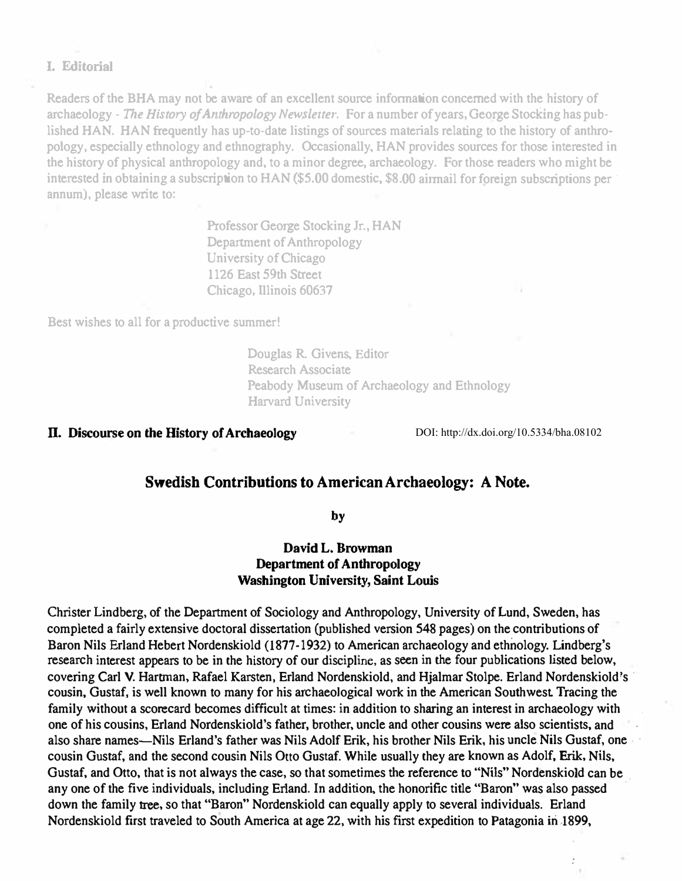## I. Editorial

Readers of the BHA may not be aware of an excellent source information concerned with the history of archaeology - *The History of Anthropology Newsletter*. For a number of years, George Stocking has published HAN. HAN frequently has up-to-date listings of sources materials relating to the history of anthropology, especially ethnology and ethnography. Occasionally, HAN provides sources for those interested in the history of physical anthropology and, to a minor degree, archaeology. For those readers who might be interested in obtaining a subscription to HAN ($5.00 domestic, $8.00 airmail for foreign subscriptions per annum), please write to:

> Professor George Stocking Jr., HAN
> Department of Anthropology
> University of Chicago
> 1126 East 59th Street
> Chicago, Illinois 60637

Best wishes to all for a productive summer!

> Douglas R. Givens, Editor
> Research Associate
> Peabody Museum of Archaeology and Ethnology
> Harvard University

## II. Discourse on the History of Archaeology

DOI: http://dx.doi.org/10.5334/bha.08102

### Swedish Contributions to American Archaeology: A Note.

**by**

**David L. Browman**
**Department of Anthropology**
**Washington University, Saint Louis**

Christer Lindberg, of the Department of Sociology and Anthropology, University of Lund, Sweden, has completed a fairly extensive doctoral dissertation (published version 548 pages) on the contributions of Baron Nils Erland Hebert Nordenskiold (1877-1932) to American archaeology and ethnology. Lindberg's research interest appears to be in the history of our discipline, as seen in the four publications listed below, covering Carl V. Hartman, Rafael Karsten, Erland Nordenskiold, and Hjalmar Stolpe. Erland Nordenskiold's cousin, Gustaf, is well known to many for his archaeological work in the American Southwest. Tracing the family without a scorecard becomes difficult at times: in addition to sharing an interest in archaeology with one of his cousins, Erland Nordenskiold's father, brother, uncle and other cousins were also scientists, and also share names—Nils Erland's father was Nils Adolf Erik, his brother Nils Erik, his uncle Nils Gustaf, one cousin Gustaf, and the second cousin Nils Otto Gustaf. While usually they are known as Adolf, Erik, Nils, Gustaf, and Otto, that is not always the case, so that sometimes the reference to "Nils" Nordenskiold can be any one of the five individuals, including Erland. In addition, the honorific title "Baron" was also passed down the family tree, so that "Baron" Nordenskiold can equally apply to several individuals. Erland Nordenskiold first traveled to South America at age 22, with his first expedition to Patagonia in 1899,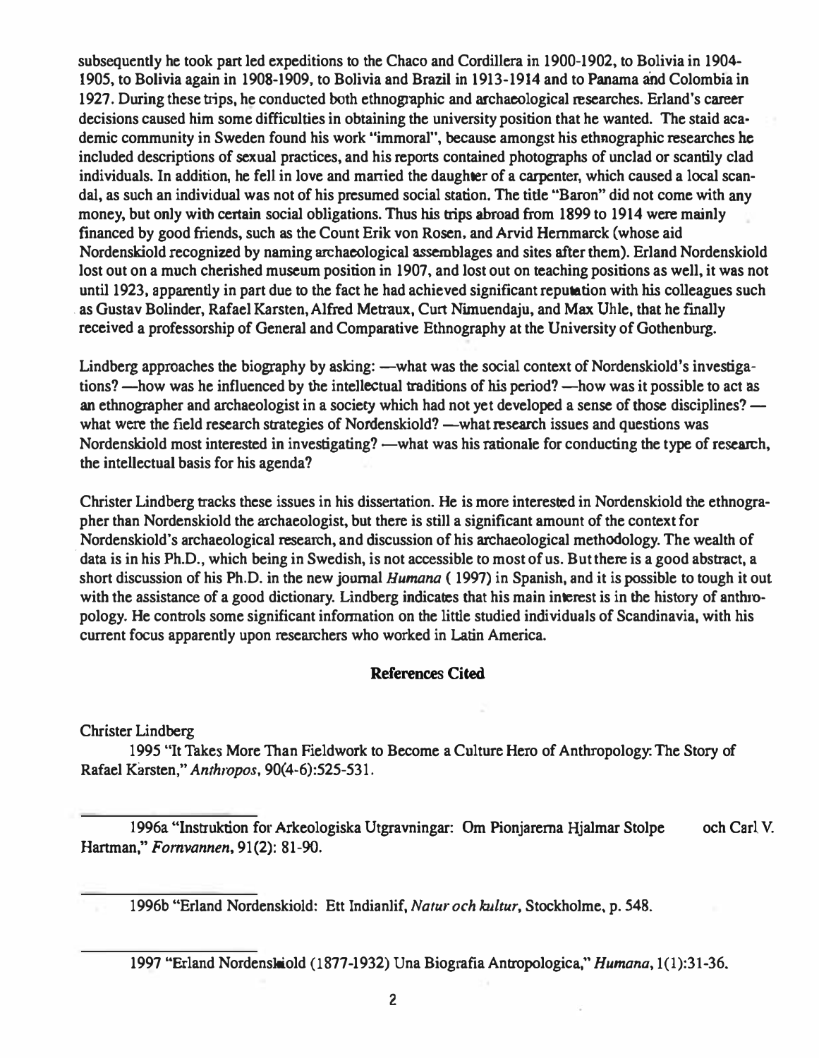subsequently he took part led expeditions to the Chaco and Cordillera in 1900-1902, to Bolivia in 1904-1905, to Bolivia again in 1908-1909, to Bolivia and Brazil in 1913-1914 and to Panama and Colombia in 1927. During these trips, he conducted both ethnographic and archaeological researches. Erland's career decisions caused him some difficulties in obtaining the university position that he wanted. The staid academic community in Sweden found his work "immoral", because amongst his ethnographic researches he included descriptions of sexual practices, and his reports contained photographs of unclad or scantily clad individuals. In addition, he fell in love and married the daughter of a carpenter, which caused a local scandal, as such an individual was not of his presumed social station. The title "Baron" did not come with any money, but only with certain social obligations. Thus his trips abroad from 1899 to 1914 were mainly financed by good friends, such as the Count Erik von Rosen, and Arvid Hernmarck (whose aid Nordenskiold recognized by naming archaeological assemblages and sites after them). Erland Nordenskiold lost out on a much cherished museum position in 1907, and lost out on teaching positions as well, it was not until 1923, apparently in part due to the fact he had achieved significant reputation with his colleagues such as Gustav Bolinder, Rafael Karsten, Alfred Metraux, Curt Nimuendaju, and Max Uhle, that he finally received a professorship of General and Comparative Ethnography at the University of Gothenburg.

Lindberg approaches the biography by asking: —what was the social context of Nordenskiold's investigations? —how was he influenced by the intellectual traditions of his period? —how was it possible to act as an ethnographer and archaeologist in a society which had not yet developed a sense of those disciplines? —what were the field research strategies of Nordenskiold? —what research issues and questions was Nordenskiold most interested in investigating? —what was his rationale for conducting the type of research, the intellectual basis for his agenda?

Christer Lindberg tracks these issues in his dissertation. He is more interested in Nordenskiold the ethnographer than Nordenskiold the archaeologist, but there is still a significant amount of the context for Nordenskiold's archaeological research, and discussion of his archaeological methodology. The wealth of data is in his Ph.D., which being in Swedish, is not accessible to most of us. But there is a good abstract, a short discussion of his Ph.D. in the new journal *Humana* ( 1997) in Spanish, and it is possible to tough it out with the assistance of a good dictionary. Lindberg indicates that his main interest is in the history of anthropology. He controls some significant information on the little studied individuals of Scandinavia, with his current focus apparently upon researchers who worked in Latin America.

**References Cited**

Christer Lindberg

1995 "It Takes More Than Fieldwork to Become a Culture Hero of Anthropology: The Story of Rafael Karsten," *Anthropos*, 90(4-6):525-531.

———— 1996a "Instruktion for Arkeologiska Utgravningar: Om Pionjarerna Hjalmar Stolpe och Carl V. Hartman," *Fornvannen*, 91(2): 81-90.

———— 1996b "Erland Nordenskiold: Ett Indianlif, *Natur och kultur*, Stockholme, p. 548.

———— 1997 "Erland Nordenskiold (1877-1932) Una Biografia Antropologica," *Humana*, 1(1):31-36.